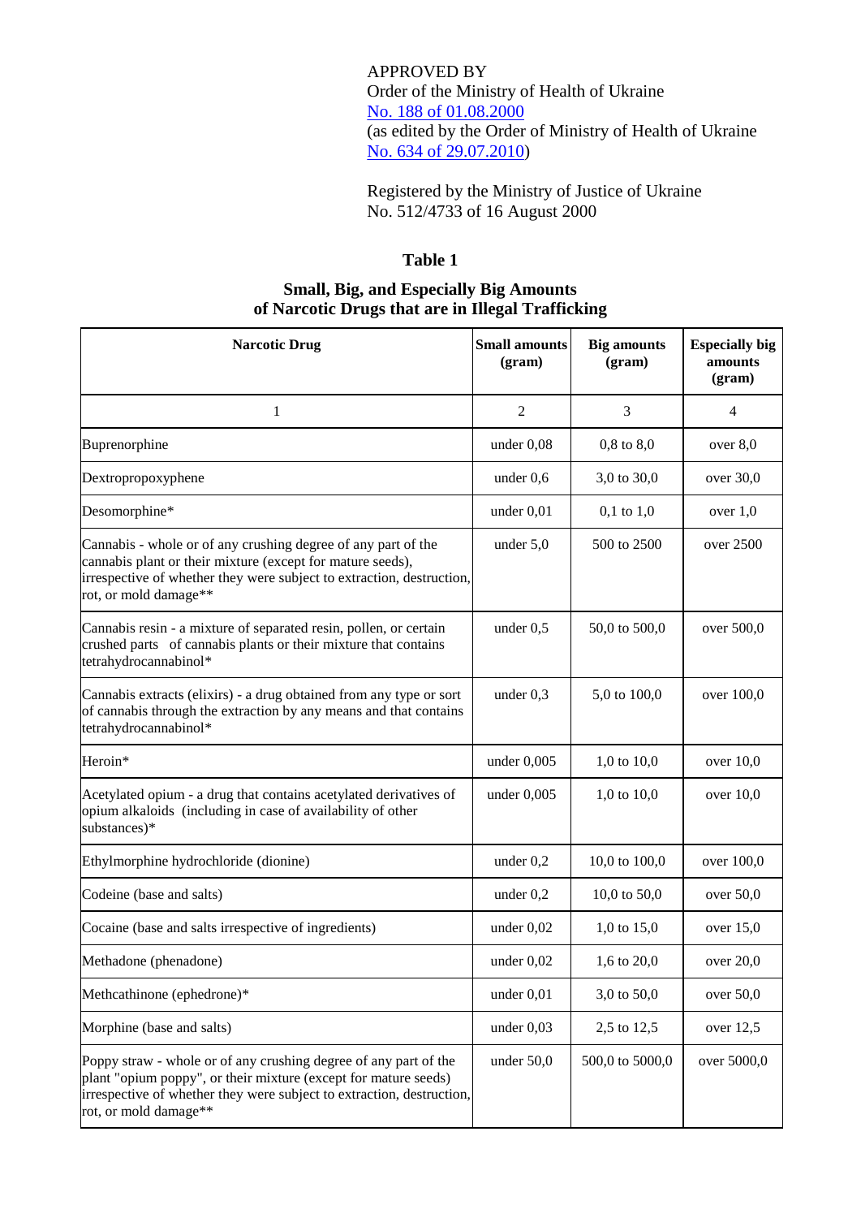APPROVED BY
Order of the Ministry of Health of Ukraine
No. 188 of 01.08.2000
(as edited by the Order of Ministry of Health of Ukraine
No. 634 of 29.07.2010)

Registered by the Ministry of Justice of Ukraine
No. 512/4733 of 16 August 2000

## Table 1

## Small, Big, and Especially Big Amounts of Narcotic Drugs that are in Illegal Trafficking

| Narcotic Drug | Small amounts (gram) | Big amounts (gram) | Especially big amounts (gram) |
|---|---|---|---|
| 1 | 2 | 3 | 4 |
| Buprenorphine | under 0,08 | 0,8 to 8,0 | over 8,0 |
| Dextropropoxyphene | under 0,6 | 3,0 to 30,0 | over 30,0 |
| Desomorphine* | under 0,01 | 0,1 to 1,0 | over 1,0 |
| Cannabis - whole or of any crushing degree of any part of the cannabis plant or their mixture (except for mature seeds), irrespective of whether they were subject to extraction, destruction, rot, or mold damage** | under 5,0 | 500 to 2500 | over 2500 |
| Cannabis resin - a mixture of separated resin, pollen, or certain crushed parts of cannabis plants or their mixture that contains tetrahydrocannabinol* | under 0,5 | 50,0 to 500,0 | over 500,0 |
| Cannabis extracts (elixirs) - a drug obtained from any type or sort of cannabis through the extraction by any means and that contains tetrahydrocannabinol* | under 0,3 | 5,0 to 100,0 | over 100,0 |
| Heroin* | under 0,005 | 1,0 to 10,0 | over 10,0 |
| Acetylated opium - a drug that contains acetylated derivatives of opium alkaloids (including in case of availability of other substances)* | under 0,005 | 1,0 to 10,0 | over 10,0 |
| Ethylmorphine hydrochloride (dionine) | under 0,2 | 10,0 to 100,0 | over 100,0 |
| Codeine (base and salts) | under 0,2 | 10,0 to 50,0 | over 50,0 |
| Cocaine (base and salts irrespective of ingredients) | under 0,02 | 1,0 to 15,0 | over 15,0 |
| Methadone (phenadone) | under 0,02 | 1,6 to 20,0 | over 20,0 |
| Methcathinone (ephedrone)* | under 0,01 | 3,0 to 50,0 | over 50,0 |
| Morphine (base and salts) | under 0,03 | 2,5 to 12,5 | over 12,5 |
| Poppy straw - whole or of any crushing degree of any part of the plant "opium poppy", or their mixture (except for mature seeds) irrespective of whether they were subject to extraction, destruction, rot, or mold damage** | under 50,0 | 500,0 to 5000,0 | over 5000,0 |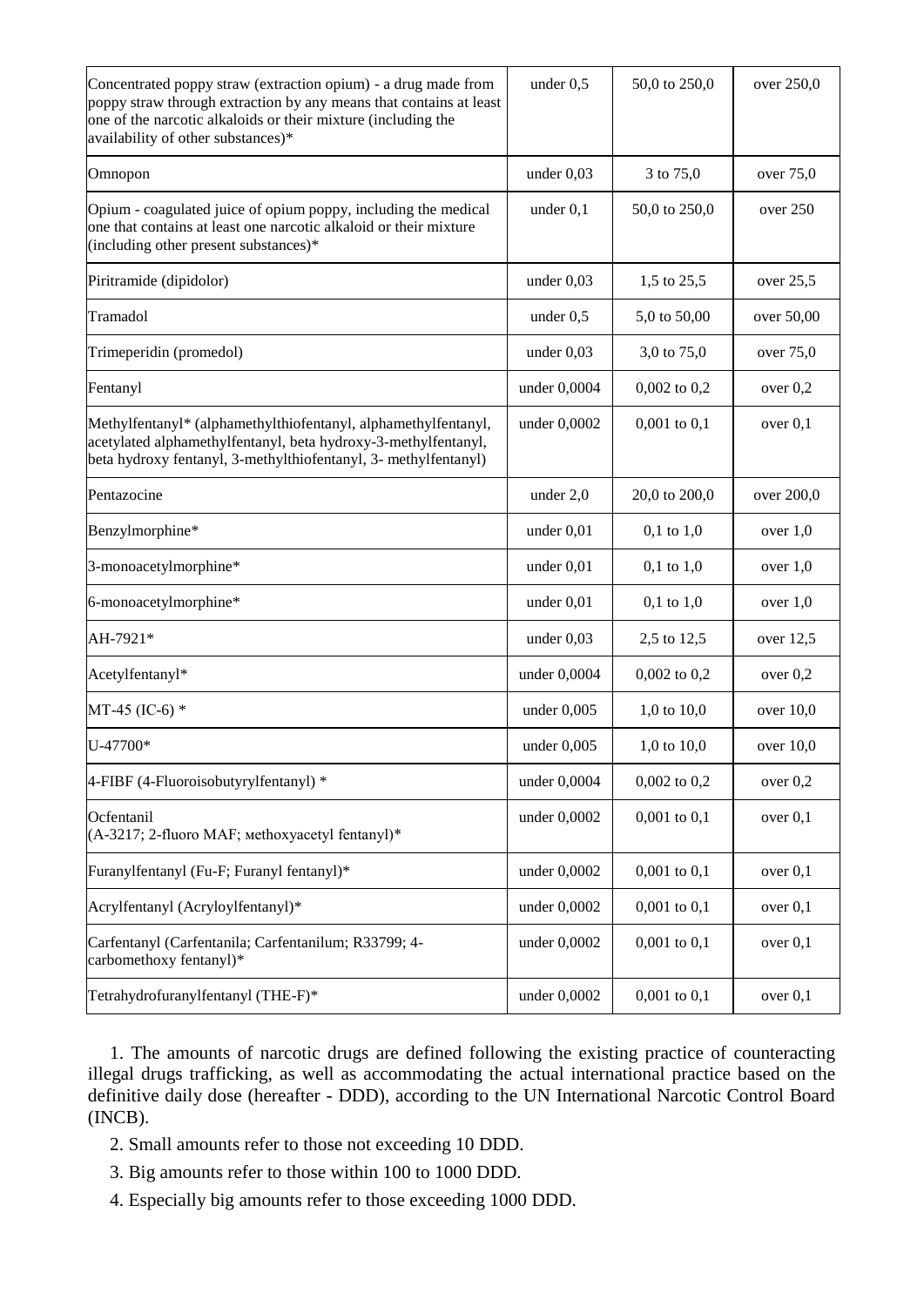| | | | |
|---|---|---|---|
| Concentrated poppy straw (extraction opium) - a drug made from poppy straw through extraction by any means that contains at least one of the narcotic alkaloids or their mixture (including the availability of other substances)* | under 0,5 | 50,0 to 250,0 | over 250,0 |
| Omnopon | under 0,03 | 3 to 75,0 | over 75,0 |
| Opium - coagulated juice of opium poppy, including the medical one that contains at least one narcotic alkaloid or their mixture (including other present substances)* | under 0,1 | 50,0 to 250,0 | over 250 |
| Piritramide (dipidolor) | under 0,03 | 1,5 to 25,5 | over 25,5 |
| Tramadol | under 0,5 | 5,0 to 50,00 | over 50,00 |
| Trimeperidin (promedol) | under 0,03 | 3,0 to 75,0 | over 75,0 |
| Fentanyl | under 0,0004 | 0,002 to 0,2 | over 0,2 |
| Methylfentanyl* (alphamethylthiofentanyl, alphamethylfentanyl, acetylated alphamethylfentanyl, beta hydroxy-3-methylfentanyl, beta hydroxy fentanyl, 3-methylthiofentanyl, 3- methylfentanyl) | under 0,0002 | 0,001 to 0,1 | over 0,1 |
| Pentazocine | under 2,0 | 20,0 to 200,0 | over 200,0 |
| Benzylmorphine* | under 0,01 | 0,1 to 1,0 | over 1,0 |
| 3-monoacetylmorphine* | under 0,01 | 0,1 to 1,0 | over 1,0 |
| 6-monoacetylmorphine* | under 0,01 | 0,1 to 1,0 | over 1,0 |
| AH-7921* | under 0,03 | 2,5 to 12,5 | over 12,5 |
| Acetylfentanyl* | under 0,0004 | 0,002 to 0,2 | over 0,2 |
| MT-45 (IC-6) * | under 0,005 | 1,0 to 10,0 | over 10,0 |
| U-47700* | under 0,005 | 1,0 to 10,0 | over 10,0 |
| 4-FIBF (4-Fluoroisobutyrylfentanyl) * | under 0,0004 | 0,002 to 0,2 | over 0,2 |
| Ocfentanil (A-3217; 2-fluoro MAF; мethoxyacetyl fentanyl)* | under 0,0002 | 0,001 to 0,1 | over 0,1 |
| Furanylfentanyl (Fu-F; Furanyl fentanyl)* | under 0,0002 | 0,001 to 0,1 | over 0,1 |
| Acrylfentanyl (Acryloylfentanyl)* | under 0,0002 | 0,001 to 0,1 | over 0,1 |
| Carfentanyl (Carfentanila; Carfentanilum; R33799; 4-carbomethoxy fentanyl)* | under 0,0002 | 0,001 to 0,1 | over 0,1 |
| Tetrahydrofuranylfentanyl (THF-F)* | under 0,0002 | 0,001 to 0,1 | over 0,1 |

1. The amounts of narcotic drugs are defined following the existing practice of counteracting illegal drugs trafficking, as well as accommodating the actual international practice based on the definitive daily dose (hereafter - DDD), according to the UN International Narcotic Control Board (INCB).

2. Small amounts refer to those not exceeding 10 DDD.

3. Big amounts refer to those within 100 to 1000 DDD.

4. Especially big amounts refer to those exceeding 1000 DDD.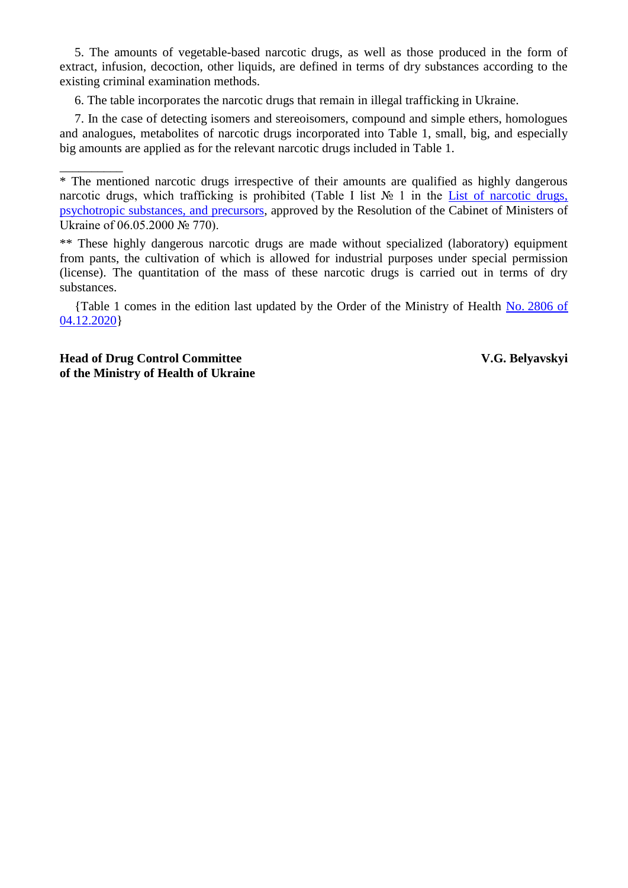5. The amounts of vegetable-based narcotic drugs, as well as those produced in the form of extract, infusion, decoction, other liquids, are defined in terms of dry substances according to the existing criminal examination methods.

6. The table incorporates the narcotic drugs that remain in illegal trafficking in Ukraine.

7. In the case of detecting isomers and stereoisomers, compound and simple ethers, homologues and analogues, metabolites of narcotic drugs incorporated into Table 1, small, big, and especially big amounts are applied as for the relevant narcotic drugs included in Table 1.

__________

\* The mentioned narcotic drugs irrespective of their amounts are qualified as highly dangerous narcotic drugs, which trafficking is prohibited (Table I list № 1 in the List of narcotic drugs, psychotropic substances, and precursors, approved by the Resolution of the Cabinet of Ministers of Ukraine of 06.05.2000 № 770).

\*\* These highly dangerous narcotic drugs are made without specialized (laboratory) equipment from pants, the cultivation of which is allowed for industrial purposes under special permission (license). The quantitation of the mass of these narcotic drugs is carried out in terms of dry substances.

{Table 1 comes in the edition last updated by the Order of the Ministry of Health No. 2806 of 04.12.2020}

**Head of Drug Control Committee**
**of the Ministry of Health of Ukraine** **V.G. Belyavskyi**